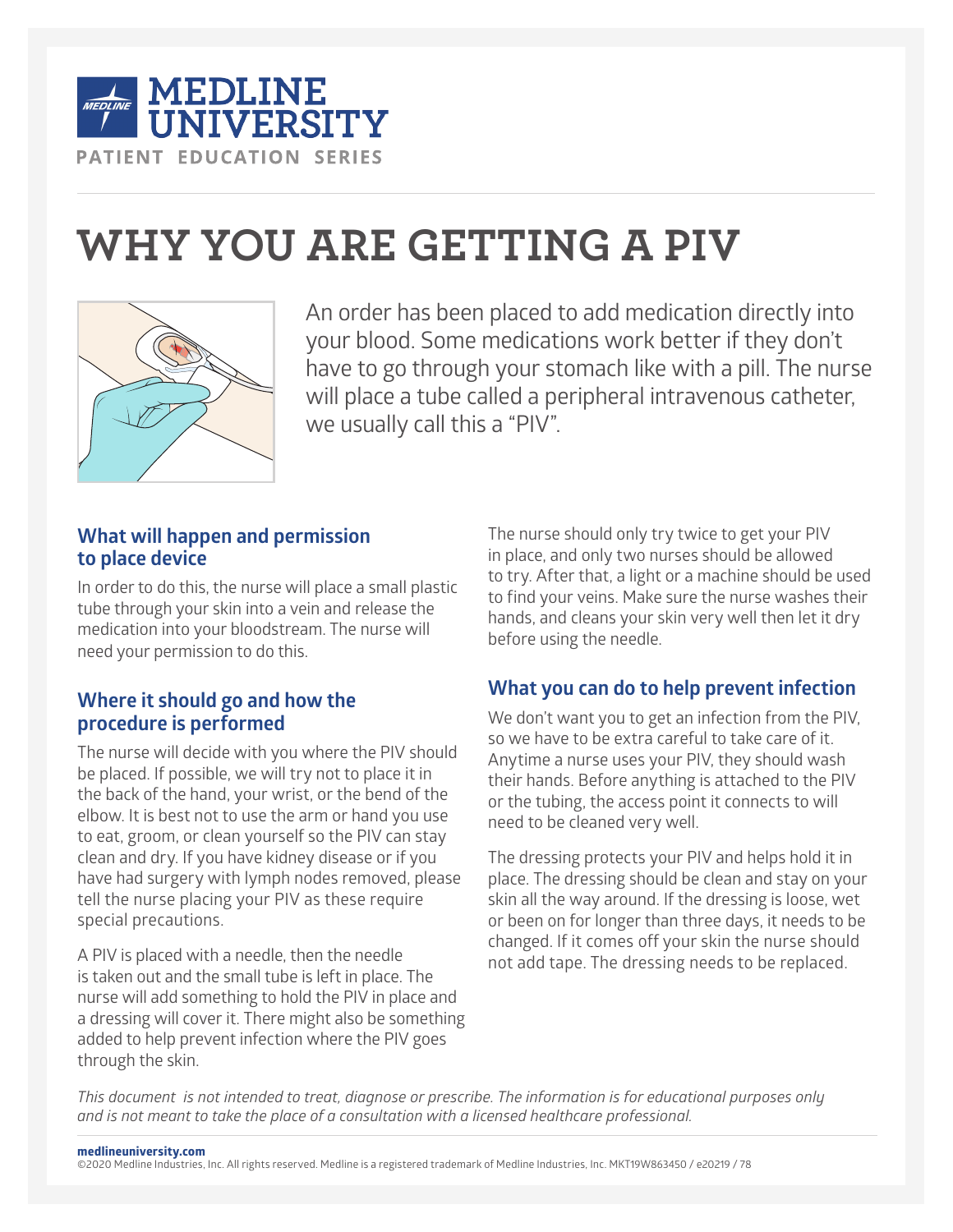# MEDLINE UNIVERSITY

PATIENT EDUCATION SERIES

# WHY YOU ARE GETTING A PIV

An order has been placed to add medication directly into your blood. Some medications work better if they don't have to go through your stomach like with a pill. The nurse will place a tube called a peripheral intravenous catheter, we usually call this a "PIV".

## What will happen and permission to place device

In order to do this, the nurse will place a small plastic tube through your skin into a vein and release the medication into your bloodstream. The nurse will need your permission to do this.

## Where it should go and how the procedure is performed

The nurse will decide with you where the PIV should be placed. If possible, we will try not to place it in the back of the hand, your wrist, or the bend of the elbow. It is best not to use the arm or hand you use to eat, groom, or clean yourself so the PIV can stay clean and dry. If you have kidney disease or if you have had surgery with lymph nodes removed, please tell the nurse placing your PIV as these require special precautions.

A PIV is placed with a needle, then the needle is taken out and the small tube is left in place. The nurse will add something to hold the PIV in place and a dressing will cover it. There might also be something added to help prevent infection where the PIV goes through the skin.

The nurse should only try twice to get your PIV in place, and only two nurses should be allowed to try. After that, a light or a machine should be used to find your veins. Make sure the nurse washes their hands, and cleans your skin very well then let it dry before using the needle.

## What you can do to help prevent infection

We don't want you to get an infection from the PIV, so we have to be extra careful to take care of it. Anytime a nurse uses your PIV, they should wash their hands. Before anything is attached to the PIV or the tubing, the access point it connects to will need to be cleaned very well.

The dressing protects your PIV and helps hold it in place. The dressing should be clean and stay on your skin all the way around. If the dressing is loose, wet or been on for longer than three days, it needs to be changed. If it comes off your skin the nurse should not add tape. The dressing needs to be replaced.

*This document is not intended to treat, diagnose or prescribe. The information is for educational purposes only and is not meant to take the place of a consultation with a licensed healthcare professional.*

**medlineuniversity.com**

©2020 Medline Industries, Inc. All rights reserved. Medline is a registered trademark of Medline Industries, Inc. MKT19W863450 / e20219 / 78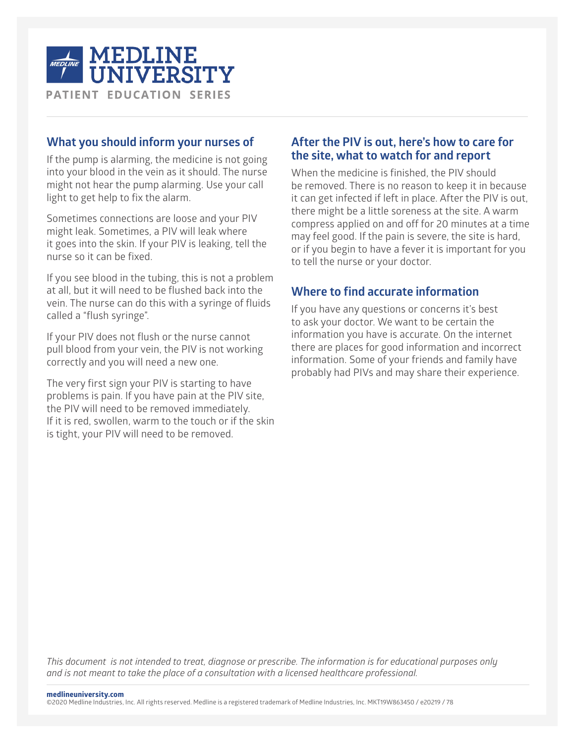# MEDLINE UNIVERSITY

PATIENT EDUCATION SERIES

## What you should inform your nurses of

If the pump is alarming, the medicine is not going into your blood in the vein as it should. The nurse might not hear the pump alarming. Use your call light to get help to fix the alarm.

Sometimes connections are loose and your PIV might leak. Sometimes, a PIV will leak where it goes into the skin. If your PIV is leaking, tell the nurse so it can be fixed.

If you see blood in the tubing, this is not a problem at all, but it will need to be flushed back into the vein. The nurse can do this with a syringe of fluids called a "flush syringe".

If your PIV does not flush or the nurse cannot pull blood from your vein, the PIV is not working correctly and you will need a new one.

The very first sign your PIV is starting to have problems is pain. If you have pain at the PIV site, the PIV will need to be removed immediately. If it is red, swollen, warm to the touch or if the skin is tight, your PIV will need to be removed.

## After the PIV is out, here's how to care for the site, what to watch for and report

When the medicine is finished, the PIV should be removed. There is no reason to keep it in because it can get infected if left in place. After the PIV is out, there might be a little soreness at the site. A warm compress applied on and off for 20 minutes at a time may feel good. If the pain is severe, the site is hard, or if you begin to have a fever it is important for you to tell the nurse or your doctor.

## Where to find accurate information

If you have any questions or concerns it's best to ask your doctor. We want to be certain the information you have is accurate. On the internet there are places for good information and incorrect information. Some of your friends and family have probably had PIVs and may share their experience.

*This document is not intended to treat, diagnose or prescribe. The information is for educational purposes only and is not meant to take the place of a consultation with a licensed healthcare professional.*

**medlineuniversity.com**

©2020 Medline Industries, Inc. All rights reserved. Medline is a registered trademark of Medline Industries, Inc. MKT19W863450 / e20219 / 78